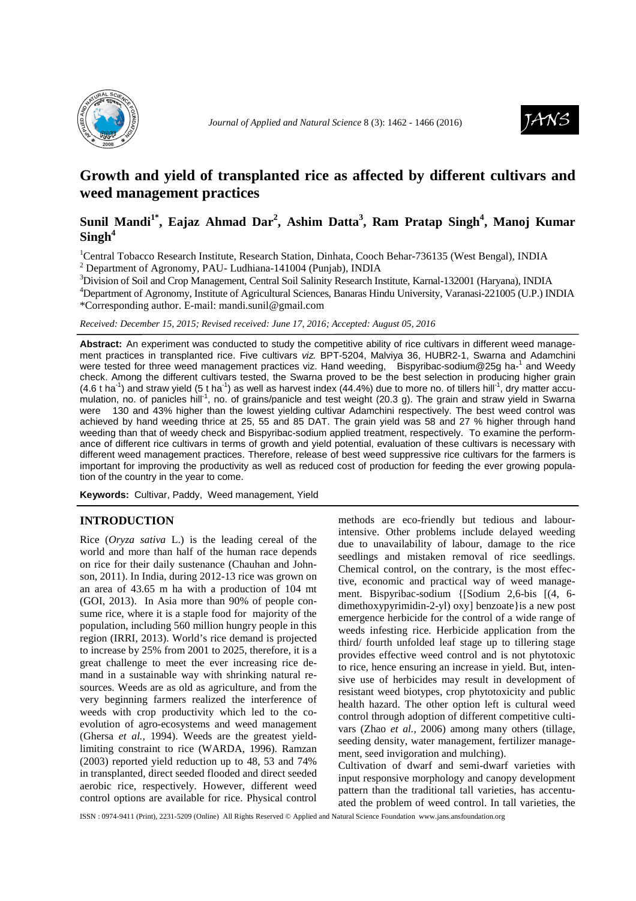# Growth and yield of transplanted rice as affected by different cultivars and weed management practices

**Sunil Mandi[1*], Eajaz Ahmad Dar[2], Ashim Datta[3], Ram Pratap Singh[4], Manoj Kumar Singh[4]**

[1]Central Tobacco Research Institute, Research Station, Dinhata, Cooch Behar-736135 (West Bengal), INDIA
[2] Department of Agronomy, PAU- Ludhiana-141004 (Punjab), INDIA
[3]Division of Soil and Crop Management, Central Soil Salinity Research Institute, Karnal-132001 (Haryana), INDIA
[4]Department of Agronomy, Institute of Agricultural Sciences, Banaras Hindu University, Varanasi-221005 (U.P.) INDIA
*Corresponding author. E-mail: mandi.sunil@gmail.com

*Received: December 15, 2015; Revised received: June 17, 2016; Accepted: August 05, 2016*

**Abstract:** An experiment was conducted to study the competitive ability of rice cultivars in different weed management practices in transplanted rice. Five cultivars *viz.* BPT-5204, Malviya 36, HUBR2-1, Swarna and Adamchini were tested for three weed management practices viz. Hand weeding, Bispyribac-sodium@25g ha$^{-1}$ and Weedy check. Among the different cultivars tested, the Swarna proved to be the best selection in producing higher grain (4.6 t ha$^{-1}$) and straw yield (5 t ha$^{-1}$) as well as harvest index (44.4%) due to more no. of tillers hill$^{-1}$, dry matter accumulation, no. of panicles hill$^{-1}$, no. of grains/panicle and test weight (20.3 g). The grain and straw yield in Swarna were 130 and 43% higher than the lowest yielding cultivar Adamchini respectively. The best weed control was achieved by hand weeding thrice at 25, 55 and 85 DAT. The grain yield was 58 and 27 % higher through hand weeding than that of weedy check and Bispyribac-sodium applied treatment, respectively. To examine the performance of different rice cultivars in terms of growth and yield potential, evaluation of these cultivars is necessary with different weed management practices. Therefore, release of best weed suppressive rice cultivars for the farmers is important for improving the productivity as well as reduced cost of production for feeding the ever growing population of the country in the year to come.

**Keywords:** Cultivar, Paddy, Weed management, Yield

## INTRODUCTION

Rice (*Oryza sativa* L.) is the leading cereal of the world and more than half of the human race depends on rice for their daily sustenance (Chauhan and Johnson, 2011). In India, during 2012-13 rice was grown on an area of 43.65 m ha with a production of 104 mt (GOI, 2013). In Asia more than 90% of people consume rice, where it is a staple food for majority of the population, including 560 million hungry people in this region (IRRI, 2013). World's rice demand is projected to increase by 25% from 2001 to 2025, therefore, it is a great challenge to meet the ever increasing rice demand in a sustainable way with shrinking natural resources. Weeds are as old as agriculture, and from the very beginning farmers realized the interference of weeds with crop productivity which led to the co-evolution of agro-ecosystems and weed management (Ghersa *et al.,* 1994). Weeds are the greatest yield-limiting constraint to rice (WARDA, 1996). Ramzan (2003) reported yield reduction up to 48, 53 and 74% in transplanted, direct seeded flooded and direct seeded aerobic rice, respectively. However, different weed control options are available for rice. Physical control methods are eco-friendly but tedious and labour-intensive. Other problems include delayed weeding due to unavailability of labour, damage to the rice seedlings and mistaken removal of rice seedlings. Chemical control, on the contrary, is the most effective, economic and practical way of weed management. Bispyribac-sodium {[Sodium 2,6-bis [(4, 6-dimethoxypyrimidin-2-yl) oxy] benzoate}is a new post emergence herbicide for the control of a wide range of weeds infesting rice. Herbicide application from the third/ fourth unfolded leaf stage up to tillering stage provides effective weed control and is not phytotoxic to rice, hence ensuring an increase in yield. But, intensive use of herbicides may result in development of resistant weed biotypes, crop phytotoxicity and public health hazard. The other option left is cultural weed control through adoption of different competitive cultivars (Zhao *et al.,* 2006) among many others (tillage, seeding density, water management, fertilizer management, seed invigoration and mulching).

Cultivation of dwarf and semi-dwarf varieties with input responsive morphology and canopy development pattern than the traditional tall varieties, has accentuated the problem of weed control. In tall varieties, the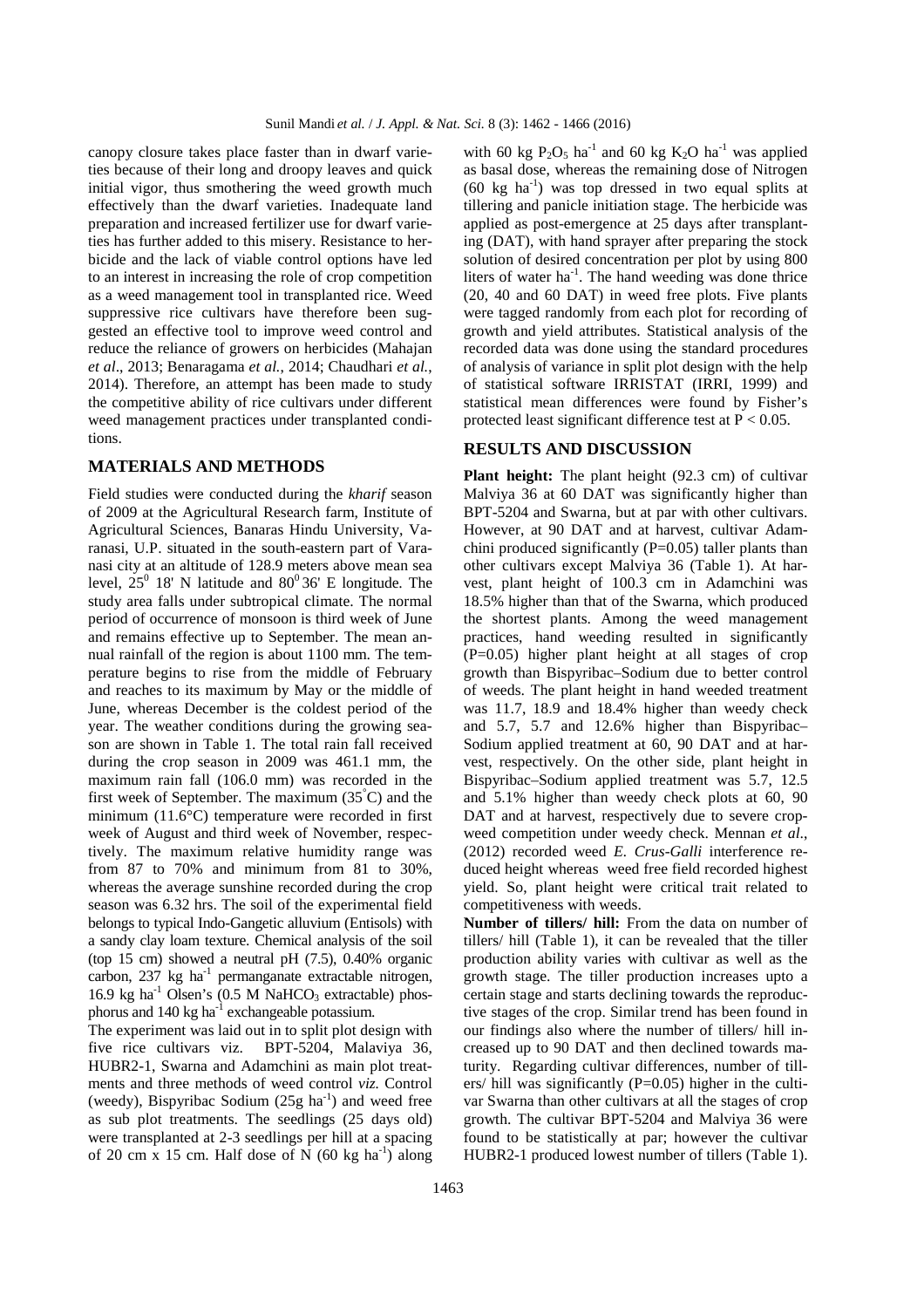canopy closure takes place faster than in dwarf varieties because of their long and droopy leaves and quick initial vigor, thus smothering the weed growth much effectively than the dwarf varieties. Inadequate land preparation and increased fertilizer use for dwarf varieties has further added to this misery. Resistance to herbicide and the lack of viable control options have led to an interest in increasing the role of crop competition as a weed management tool in transplanted rice. Weed suppressive rice cultivars have therefore been suggested an effective tool to improve weed control and reduce the reliance of growers on herbicides (Mahajan *et al*., 2013; Benaragama *et al.*, 2014; Chaudhari *et al.*, 2014). Therefore, an attempt has been made to study the competitive ability of rice cultivars under different weed management practices under transplanted conditions.

## MATERIALS AND METHODS

Field studies were conducted during the *kharif* season of 2009 at the Agricultural Research farm, Institute of Agricultural Sciences, Banaras Hindu University, Varanasi, U.P. situated in the south-eastern part of Varanasi city at an altitude of 128.9 meters above mean sea level, $25^0$ 18' N latitude and $80^0$ 36' E longitude. The study area falls under subtropical climate. The normal period of occurrence of monsoon is third week of June and remains effective up to September. The mean annual rainfall of the region is about 1100 mm. The temperature begins to rise from the middle of February and reaches to its maximum by May or the middle of June, whereas December is the coldest period of the year. The weather conditions during the growing season are shown in Table 1. The total rain fall received during the crop season in 2009 was 461.1 mm, the maximum rain fall (106.0 mm) was recorded in the first week of September. The maximum (35°C) and the minimum (11.6°C) temperature were recorded in first week of August and third week of November, respectively. The maximum relative humidity range was from 87 to 70% and minimum from 81 to 30%, whereas the average sunshine recorded during the crop season was 6.32 hrs. The soil of the experimental field belongs to typical Indo-Gangetic alluvium (Entisols) with a sandy clay loam texture. Chemical analysis of the soil (top 15 cm) showed a neutral pH (7.5), 0.40% organic carbon, 237 kg ha$^{-1}$ permanganate extractable nitrogen, 16.9 kg ha$^{-1}$ Olsen's (0.5 M $NaHCO_3$ extractable) phosphorus and 140 kg ha$^{-1}$ exchangeable potassium.

The experiment was laid out in to split plot design with five rice cultivars viz. BPT-5204, Malaviya 36, HUBR2-1, Swarna and Adamchini as main plot treatments and three methods of weed control *viz.* Control (weedy), Bispyribac Sodium (25g ha$^{-1}$) and weed free as sub plot treatments. The seedlings (25 days old) were transplanted at 2-3 seedlings per hill at a spacing of 20 cm x 15 cm. Half dose of N (60 kg ha$^{-1}$) along with 60 kg $P_2O_5$ ha$^{-1}$ and 60 kg $K_2O$ ha$^{-1}$ was applied as basal dose, whereas the remaining dose of Nitrogen (60 kg ha$^{-1}$) was top dressed in two equal splits at tillering and panicle initiation stage. The herbicide was applied as post-emergence at 25 days after transplanting (DAT), with hand sprayer after preparing the stock solution of desired concentration per plot by using 800 liters of water ha$^{-1}$. The hand weeding was done thrice (20, 40 and 60 DAT) in weed free plots. Five plants were tagged randomly from each plot for recording of growth and yield attributes. Statistical analysis of the recorded data was done using the standard procedures of analysis of variance in split plot design with the help of statistical software IRRISTAT (IRRI, 1999) and statistical mean differences were found by Fisher's protected least significant difference test at $P < 0.05$.

## RESULTS AND DISCUSSION

**Plant height:** The plant height (92.3 cm) of cultivar Malviya 36 at 60 DAT was significantly higher than BPT-5204 and Swarna, but at par with other cultivars. However, at 90 DAT and at harvest, cultivar Adamchini produced significantly ($P$=0.05) taller plants than other cultivars except Malviya 36 (Table 1). At harvest, plant height of 100.3 cm in Adamchini was 18.5% higher than that of the Swarna, which produced the shortest plants. Among the weed management practices, hand weeding resulted in significantly ($P$=0.05) higher plant height at all stages of crop growth than Bispyribac–Sodium due to better control of weeds. The plant height in hand weeded treatment was 11.7, 18.9 and 18.4% higher than weedy check and 5.7, 5.7 and 12.6% higher than Bispyribac–Sodium applied treatment at 60, 90 DAT and at harvest, respectively. On the other side, plant height in Bispyribac–Sodium applied treatment was 5.7, 12.5 and 5.1% higher than weedy check plots at 60, 90 DAT and at harvest, respectively due to severe crop-weed competition under weedy check. Mennan *et al.*, (2012) recorded weed *E. Crus-Galli* interference reduced height whereas weed free field recorded highest yield. So, plant height were critical trait related to competitiveness with weeds.

**Number of tillers/ hill:** From the data on number of tillers/ hill (Table 1), it can be revealed that the tiller production ability varies with cultivar as well as the growth stage. The tiller production increases upto a certain stage and starts declining towards the reproductive stages of the crop. Similar trend has been found in our findings also where the number of tillers/ hill increased up to 90 DAT and then declined towards maturity. Regarding cultivar differences, number of tillers/ hill was significantly ($P$=0.05) higher in the cultivar Swarna than other cultivars at all the stages of crop growth. The cultivar BPT-5204 and Malviya 36 were found to be statistically at par; however the cultivar HUBR2-1 produced lowest number of tillers (Table 1).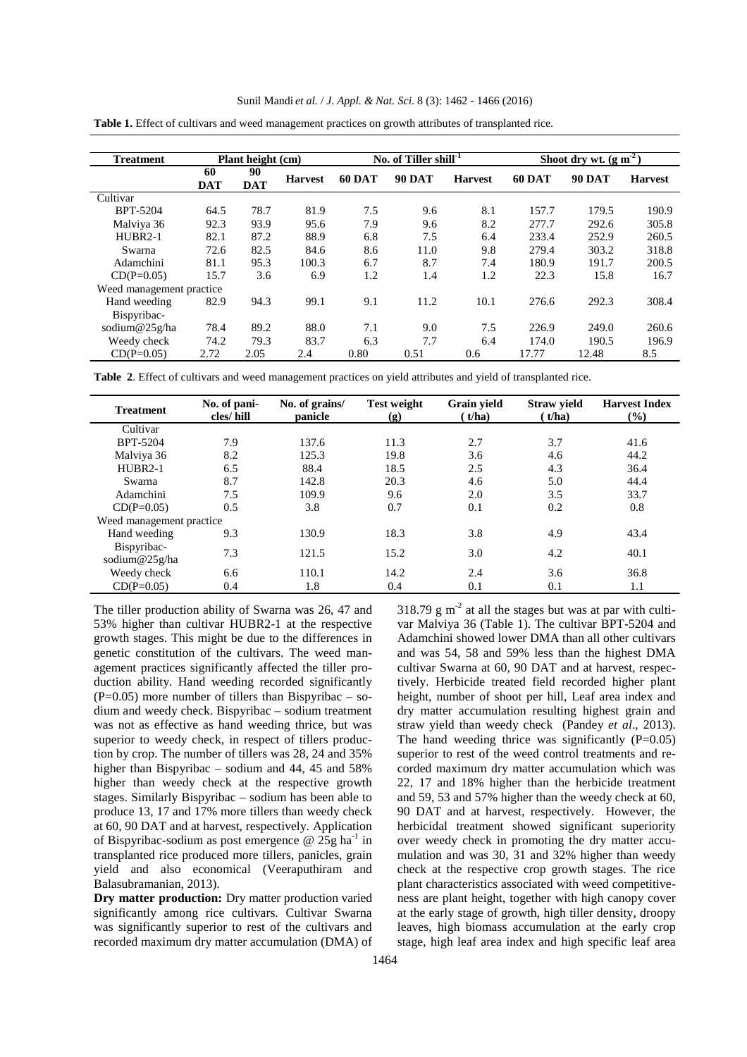**Table 1.** Effect of cultivars and weed management practices on growth attributes of transplanted rice.

| Treatment | Plant height (cm) | | | No. of Tiller shill$^{-1}$ | | | Shoot dry wt. (g m$^{-2}$) | | |
|---|---|---|---|---|---|---|---|---|---|
| | 60 DAT | 90 DAT | Harvest | 60 DAT | 90 DAT | Harvest | 60 DAT | 90 DAT | Harvest |
| Cultivar | | | | | | | | | |
| BPT-5204 | 64.5 | 78.7 | 81.9 | 7.5 | 9.6 | 8.1 | 157.7 | 179.5 | 190.9 |
| Malviya 36 | 92.3 | 93.9 | 95.6 | 7.9 | 9.6 | 8.2 | 277.7 | 292.6 | 305.8 |
| HUBR2-1 | 82.1 | 87.2 | 88.9 | 6.8 | 7.5 | 6.4 | 233.4 | 252.9 | 260.5 |
| Swarna | 72.6 | 82.5 | 84.6 | 8.6 | 11.0 | 9.8 | 279.4 | 303.2 | 318.8 |
| Adamchini | 81.1 | 95.3 | 100.3 | 6.7 | 8.7 | 7.4 | 180.9 | 191.7 | 200.5 |
| CD(P=0.05) | 15.7 | 3.6 | 6.9 | 1.2 | 1.4 | 1.2 | 22.3 | 15.8 | 16.7 |
| Weed management practice | | | | | | | | | |
| Hand weeding | 82.9 | 94.3 | 99.1 | 9.1 | 11.2 | 10.1 | 276.6 | 292.3 | 308.4 |
| Bispyribac-sodium@25g/ha | 78.4 | 89.2 | 88.0 | 7.1 | 9.0 | 7.5 | 226.9 | 249.0 | 260.6 |
| Weedy check | 74.2 | 79.3 | 83.7 | 6.3 | 7.7 | 6.4 | 174.0 | 190.5 | 196.9 |
| CD(P=0.05) | 2.72 | 2.05 | 2.4 | 0.80 | 0.51 | 0.6 | 17.77 | 12.48 | 8.5 |

**Table 2**. Effect of cultivars and weed management practices on yield attributes and yield of transplanted rice.

| Treatment | No. of panicles/ hill | No. of grains/ panicle | Test weight (g) | Grain yield (t/ha) | Straw yield (t/ha) | Harvest Index (%) |
|---|---|---|---|---|---|---|
| Cultivar | | | | | | |
| BPT-5204 | 7.9 | 137.6 | 11.3 | 2.7 | 3.7 | 41.6 |
| Malviya 36 | 8.2 | 125.3 | 19.8 | 3.6 | 4.6 | 44.2 |
| HUBR2-1 | 6.5 | 88.4 | 18.5 | 2.5 | 4.3 | 36.4 |
| Swarna | 8.7 | 142.8 | 20.3 | 4.6 | 5.0 | 44.4 |
| Adamchini | 7.5 | 109.9 | 9.6 | 2.0 | 3.5 | 33.7 |
| CD(P=0.05) | 0.5 | 3.8 | 0.7 | 0.1 | 0.2 | 0.8 |
| Weed management practice | | | | | | |
| Hand weeding | 9.3 | 130.9 | 18.3 | 3.8 | 4.9 | 43.4 |
| Bispyribac-sodium@25g/ha | 7.3 | 121.5 | 15.2 | 3.0 | 4.2 | 40.1 |
| Weedy check | 6.6 | 110.1 | 14.2 | 2.4 | 3.6 | 36.8 |
| CD(P=0.05) | 0.4 | 1.8 | 0.4 | 0.1 | 0.1 | 1.1 |

The tiller production ability of Swarna was 26, 47 and 53% higher than cultivar HUBR2-1 at the respective growth stages. This might be due to the differences in genetic constitution of the cultivars. The weed management practices significantly affected the tiller production ability. Hand weeding recorded significantly (P=0.05) more number of tillers than Bispyribac – sodium and weedy check. Bispyribac – sodium treatment was not as effective as hand weeding thrice, but was superior to weedy check, in respect of tillers production by crop. The number of tillers was 28, 24 and 35% higher than Bispyribac – sodium and 44, 45 and 58% higher than weedy check at the respective growth stages. Similarly Bispyribac – sodium has been able to produce 13, 17 and 17% more tillers than weedy check at 60, 90 DAT and at harvest, respectively. Application of Bispyribac-sodium as post emergence @ 25g ha$^{-1}$ in transplanted rice produced more tillers, panicles, grain yield and also economical (Veeraputhiram and Balasubramanian, 2013).

**Dry matter production:** Dry matter production varied significantly among rice cultivars. Cultivar Swarna was significantly superior to rest of the cultivars and recorded maximum dry matter accumulation (DMA) of 318.79 g m$^{-2}$ at all the stages but was at par with cultivar Malviya 36 (Table 1). The cultivar BPT-5204 and Adamchini showed lower DMA than all other cultivars and was 54, 58 and 59% less than the highest DMA cultivar Swarna at 60, 90 DAT and at harvest, respectively. Herbicide treated field recorded higher plant height, number of shoot per hill, Leaf area index and dry matter accumulation resulting highest grain and straw yield than weedy check (Pandey *et al*., 2013). The hand weeding thrice was significantly (P=0.05) superior to rest of the weed control treatments and recorded maximum dry matter accumulation which was 22, 17 and 18% higher than the herbicide treatment and 59, 53 and 57% higher than the weedy check at 60, 90 DAT and at harvest, respectively. However, the herbicidal treatment showed significant superiority over weedy check in promoting the dry matter accumulation and was 30, 31 and 32% higher than weedy check at the respective crop growth stages. The rice plant characteristics associated with weed competitiveness are plant height, together with high canopy cover at the early stage of growth, high tiller density, droopy leaves, high biomass accumulation at the early crop stage, high leaf area index and high specific leaf area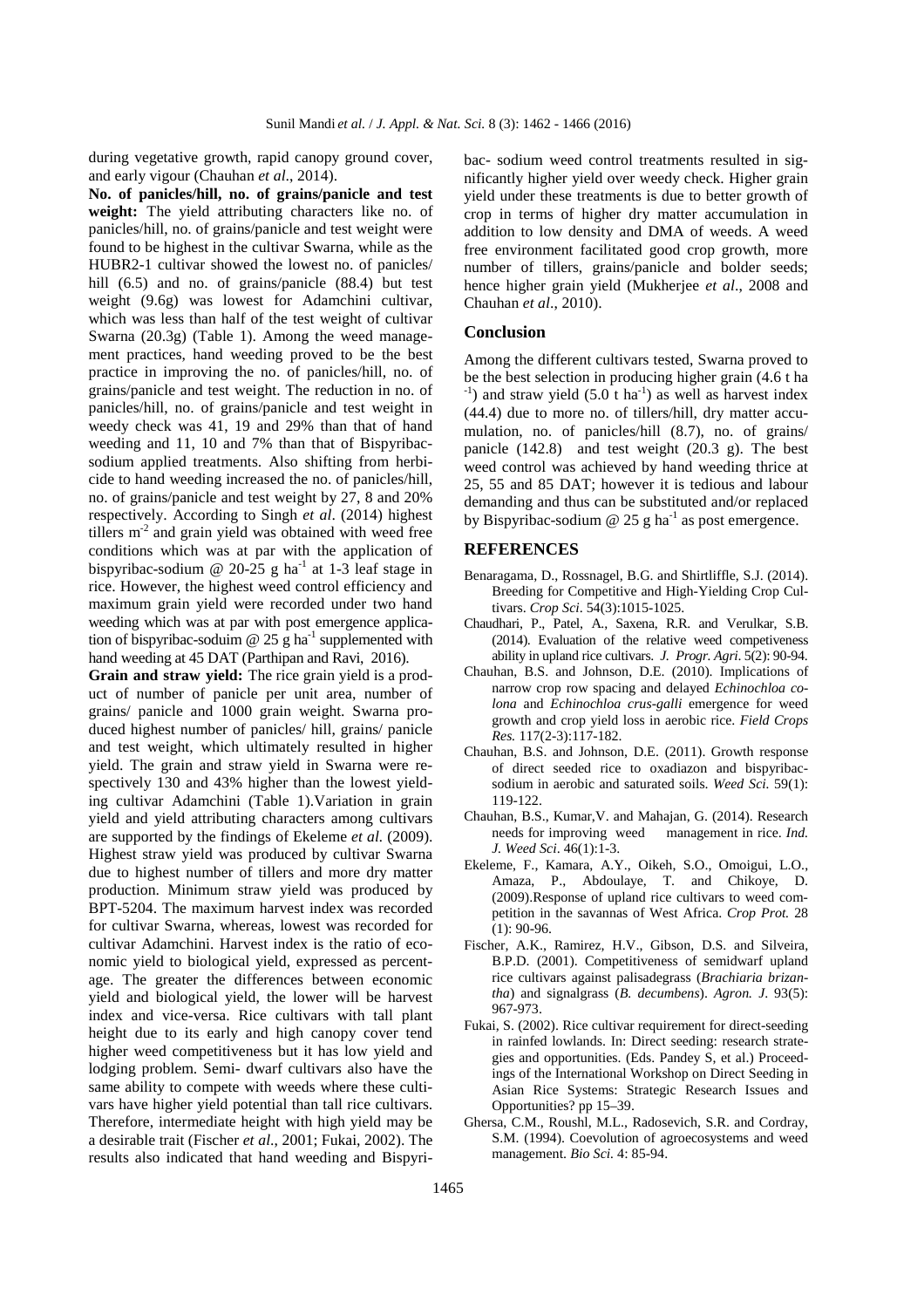during vegetative growth, rapid canopy ground cover, and early vigour (Chauhan *et al*., 2014).

**No. of panicles/hill, no. of grains/panicle and test weight:** The yield attributing characters like no. of panicles/hill, no. of grains/panicle and test weight were found to be highest in the cultivar Swarna, while as the HUBR2-1 cultivar showed the lowest no. of panicles/ hill (6.5) and no. of grains/panicle (88.4) but test weight (9.6g) was lowest for Adamchini cultivar, which was less than half of the test weight of cultivar Swarna (20.3g) (Table 1). Among the weed management practices, hand weeding proved to be the best practice in improving the no. of panicles/hill, no. of grains/panicle and test weight. The reduction in no. of panicles/hill, no. of grains/panicle and test weight in weedy check was 41, 19 and 29% than that of hand weeding and 11, 10 and 7% than that of Bispyribac-sodium applied treatments. Also shifting from herbicide to hand weeding increased the no. of panicles/hill, no. of grains/panicle and test weight by 27, 8 and 20% respectively. According to Singh *et al*. (2014) highest tillers $m^{-2}$ and grain yield was obtained with weed free conditions which was at par with the application of bispyribac-sodium @ 20-25 g $ha^{-1}$ at 1-3 leaf stage in rice. However, the highest weed control efficiency and maximum grain yield were recorded under two hand weeding which was at par with post emergence application of bispyribac-soduim @ 25 g $ha^{-1}$ supplemented with hand weeding at 45 DAT (Parthipan and Ravi, 2016).

**Grain and straw yield:** The rice grain yield is a product of number of panicle per unit area, number of grains/ panicle and 1000 grain weight. Swarna produced highest number of panicles/ hill, grains/ panicle and test weight, which ultimately resulted in higher yield. The grain and straw yield in Swarna were respectively 130 and 43% higher than the lowest yielding cultivar Adamchini (Table 1).Variation in grain yield and yield attributing characters among cultivars are supported by the findings of Ekeleme *et al*. (2009). Highest straw yield was produced by cultivar Swarna due to highest number of tillers and more dry matter production. Minimum straw yield was produced by BPT-5204. The maximum harvest index was recorded for cultivar Swarna, whereas, lowest was recorded for cultivar Adamchini. Harvest index is the ratio of economic yield to biological yield, expressed as percentage. The greater the differences between economic yield and biological yield, the lower will be harvest index and vice-versa. Rice cultivars with tall plant height due to its early and high canopy cover tend higher weed competitiveness but it has low yield and lodging problem. Semi- dwarf cultivars also have the same ability to compete with weeds where these cultivars have higher yield potential than tall rice cultivars. Therefore, intermediate height with high yield may be a desirable trait (Fischer *et al*., 2001; Fukai, 2002). The results also indicated that hand weeding and Bispyribac- sodium weed control treatments resulted in significantly higher yield over weedy check. Higher grain yield under these treatments is due to better growth of crop in terms of higher dry matter accumulation in addition to low density and DMA of weeds. A weed free environment facilitated good crop growth, more number of tillers, grains/panicle and bolder seeds; hence higher grain yield (Mukherjee *et al*., 2008 and Chauhan *et al*., 2010).

## Conclusion

Among the different cultivars tested, Swarna proved to be the best selection in producing higher grain (4.6 t $ha^{-1}$) and straw yield (5.0 t $ha^{-1}$) as well as harvest index (44.4) due to more no. of tillers/hill, dry matter accumulation, no. of panicles/hill (8.7), no. of grains/ panicle (142.8) and test weight (20.3 g). The best weed control was achieved by hand weeding thrice at 25, 55 and 85 DAT; however it is tedious and labour demanding and thus can be substituted and/or replaced by Bispyribac-sodium @ 25 g $ha^{-1}$ as post emergence.

## REFERENCES

Benaragama, D., Rossnagel, B.G. and Shirtliffle, S.J. (2014). Breeding for Competitive and High-Yielding Crop Cultivars. *Crop Sci*. 54(3):1015-1025.

Chaudhari, P., Patel, A., Saxena, R.R. and Verulkar, S.B. (2014). Evaluation of the relative weed competiveness ability in upland rice cultivars. *J. Progr. Agri*. 5(2): 90-94.

Chauhan, B.S. and Johnson, D.E. (2010). Implications of narrow crop row spacing and delayed *Echinochloa colona* and *Echinochloa crus-galli* emergence for weed growth and crop yield loss in aerobic rice. *Field Crops Res.* 117(2-3):117-182.

Chauhan, B.S. and Johnson, D.E. (2011). Growth response of direct seeded rice to oxadiazon and bispyribac-sodium in aerobic and saturated soils. *Weed Sci.* 59(1): 119-122.

Chauhan, B.S., Kumar,V. and Mahajan, G. (2014). Research needs for improving weed management in rice. *Ind. J. Weed Sci*. 46(1):1-3.

Ekeleme, F., Kamara, A.Y., Oikeh, S.O., Omoigui, L.O., Amaza, P., Abdoulaye, T. and Chikoye, D. (2009).Response of upland rice cultivars to weed competition in the savannas of West Africa. *Crop Prot.* 28 (1): 90-96.

Fischer, A.K., Ramirez, H.V., Gibson, D.S. and Silveira, B.P.D. (2001). Competitiveness of semidwarf upland rice cultivars against palisadegrass (*Brachiaria brizantha*) and signalgrass (*B. decumbens*). *Agron. J*. 93(5): 967-973.

Fukai, S. (2002). Rice cultivar requirement for direct-seeding in rainfed lowlands. In: Direct seeding: research strategies and opportunities. (Eds. Pandey S, et al.) Proceedings of the International Workshop on Direct Seeding in Asian Rice Systems: Strategic Research Issues and Opportunities? pp 15–39.

Ghersa, C.M., Roushl, M.L., Radosevich, S.R. and Cordray, S.M. (1994). Coevolution of agroecosystems and weed management. *Bio Sci.* 4: 85-94.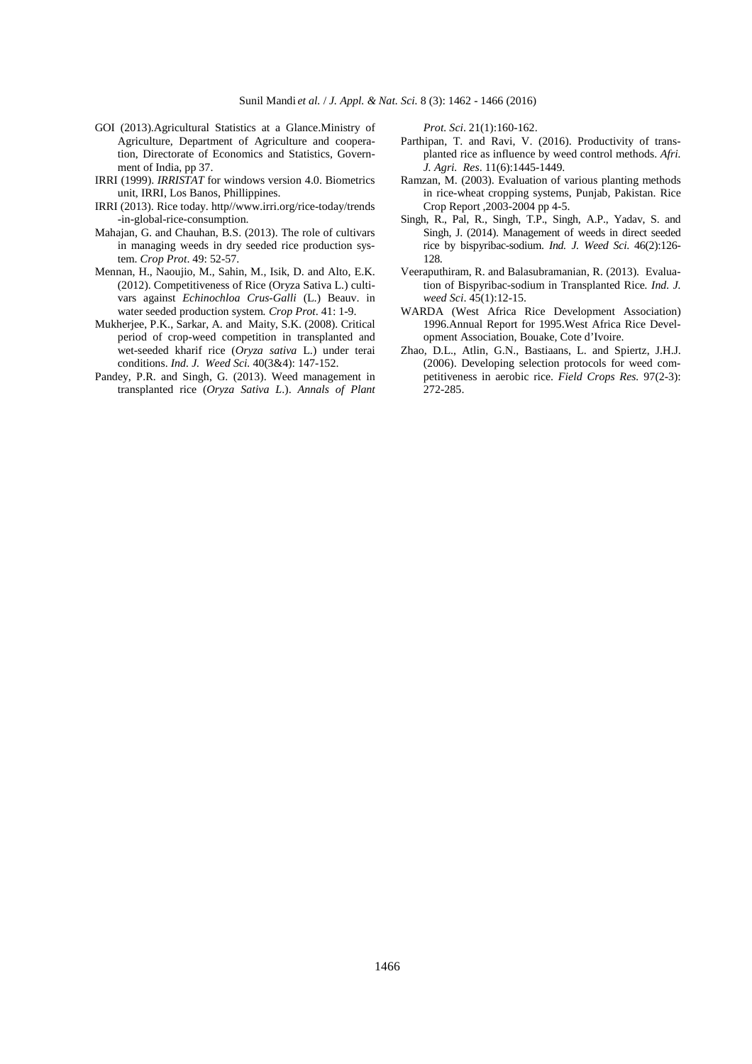GOI (2013).Agricultural Statistics at a Glance.Ministry of Agriculture, Department of Agriculture and cooperation, Directorate of Economics and Statistics, Government of India, pp 37.

IRRI (1999). *IRRISTAT* for windows version 4.0. Biometrics unit, IRRI, Los Banos, Phillippines.

IRRI (2013). Rice today. http//www.irri.org/rice-today/trends-in-global-rice-consumption.

Mahajan, G. and Chauhan, B.S. (2013). The role of cultivars in managing weeds in dry seeded rice production system. *Crop Prot*. 49: 52-57.

Mennan, H., Naoujio, M., Sahin, M., Isik, D. and Alto, E.K. (2012). Competitiveness of Rice (Oryza Sativa L.) cultivars against *Echinochloa Crus-Galli* (L.) Beauv. in water seeded production system. *Crop Prot*. 41: 1-9.

Mukherjee, P.K., Sarkar, A. and Maity, S.K. (2008). Critical period of crop-weed competition in transplanted and wet-seeded kharif rice (*Oryza sativa* L.) under terai conditions. *Ind. J. Weed Sci*. 40(3&4): 147-152.

Pandey, P.R. and Singh, G. (2013). Weed management in transplanted rice (*Oryza Sativa L*.). *Annals of Plant Prot. Sci*. 21(1):160-162.

Parthipan, T. and Ravi, V. (2016). Productivity of transplanted rice as influence by weed control methods. *Afri. J. Agri. Res*. 11(6):1445-1449.

Ramzan, M. (2003). Evaluation of various planting methods in rice-wheat cropping systems, Punjab, Pakistan. Rice Crop Report ,2003-2004 pp 4-5.

Singh, R., Pal, R., Singh, T.P., Singh, A.P., Yadav, S. and Singh, J. (2014). Management of weeds in direct seeded rice by bispyribac-sodium. *Ind. J. Weed Sci*. 46(2):126-128.

Veeraputhiram, R. and Balasubramanian, R. (2013). Evaluation of Bispyribac-sodium in Transplanted Rice. *Ind. J. weed Sci*. 45(1):12-15.

WARDA (West Africa Rice Development Association) 1996.Annual Report for 1995.West Africa Rice Development Association, Bouake, Cote d'Ivoire.

Zhao, D.L., Atlin, G.N., Bastiaans, L. and Spiertz, J.H.J. (2006). Developing selection protocols for weed competitiveness in aerobic rice. *Field Crops Res*. 97(2-3): 272-285.